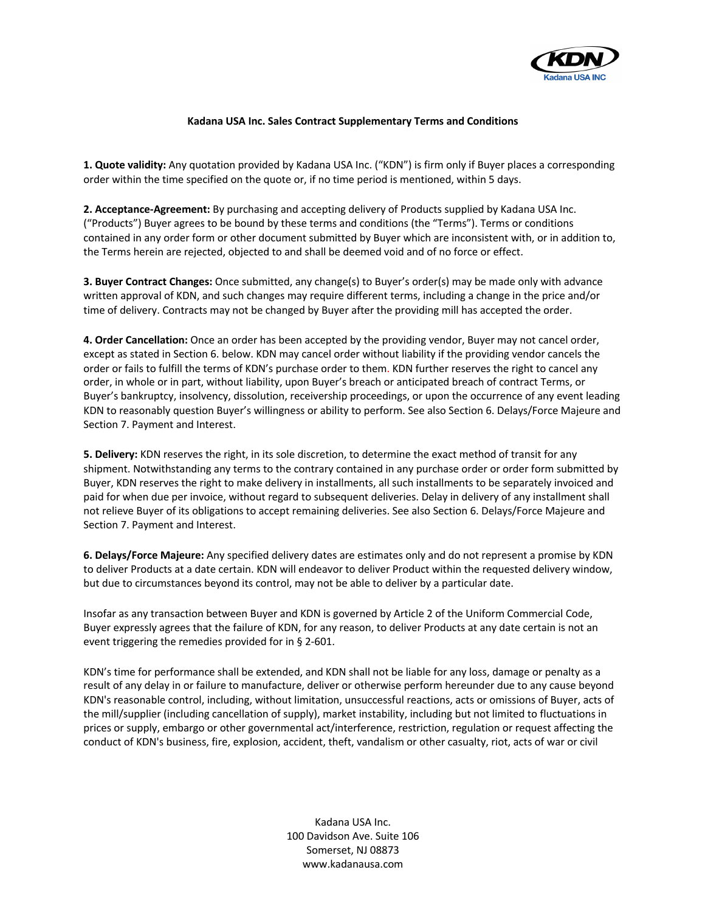# Kadana USA Inc. Sales Contract Supplementary Terms and Conditions

**1. Quote validity:** Any quotation provided by Kadana USA Inc. ("KDN") is firm only if Buyer places a corresponding order within the time specified on the quote or, if no time period is mentioned, within 5 days.

**2. Acceptance-Agreement:** By purchasing and accepting delivery of Products supplied by Kadana USA Inc. ("Products") Buyer agrees to be bound by these terms and conditions (the "Terms"). Terms or conditions contained in any order form or other document submitted by Buyer which are inconsistent with, or in addition to, the Terms herein are rejected, objected to and shall be deemed void and of no force or effect.

**3. Buyer Contract Changes:** Once submitted, any change(s) to Buyer's order(s) may be made only with advance written approval of KDN, and such changes may require different terms, including a change in the price and/or time of delivery. Contracts may not be changed by Buyer after the providing mill has accepted the order.

**4. Order Cancellation:** Once an order has been accepted by the providing vendor, Buyer may not cancel order, except as stated in Section 6. below. KDN may cancel order without liability if the providing vendor cancels the order or fails to fulfill the terms of KDN's purchase order to them. KDN further reserves the right to cancel any order, in whole or in part, without liability, upon Buyer's breach or anticipated breach of contract Terms, or Buyer's bankruptcy, insolvency, dissolution, receivership proceedings, or upon the occurrence of any event leading KDN to reasonably question Buyer's willingness or ability to perform. See also Section 6. Delays/Force Majeure and Section 7. Payment and Interest.

**5. Delivery:** KDN reserves the right, in its sole discretion, to determine the exact method of transit for any shipment. Notwithstanding any terms to the contrary contained in any purchase order or order form submitted by Buyer, KDN reserves the right to make delivery in installments, all such installments to be separately invoiced and paid for when due per invoice, without regard to subsequent deliveries. Delay in delivery of any installment shall not relieve Buyer of its obligations to accept remaining deliveries. See also Section 6. Delays/Force Majeure and Section 7. Payment and Interest.

**6. Delays/Force Majeure:** Any specified delivery dates are estimates only and do not represent a promise by KDN to deliver Products at a date certain. KDN will endeavor to deliver Product within the requested delivery window, but due to circumstances beyond its control, may not be able to deliver by a particular date.

Insofar as any transaction between Buyer and KDN is governed by Article 2 of the Uniform Commercial Code, Buyer expressly agrees that the failure of KDN, for any reason, to deliver Products at any date certain is not an event triggering the remedies provided for in § 2-601.

KDN's time for performance shall be extended, and KDN shall not be liable for any loss, damage or penalty as a result of any delay in or failure to manufacture, deliver or otherwise perform hereunder due to any cause beyond KDN's reasonable control, including, without limitation, unsuccessful reactions, acts or omissions of Buyer, acts of the mill/supplier (including cancellation of supply), market instability, including but not limited to fluctuations in prices or supply, embargo or other governmental act/interference, restriction, regulation or request affecting the conduct of KDN's business, fire, explosion, accident, theft, vandalism or other casualty, riot, acts of war or civil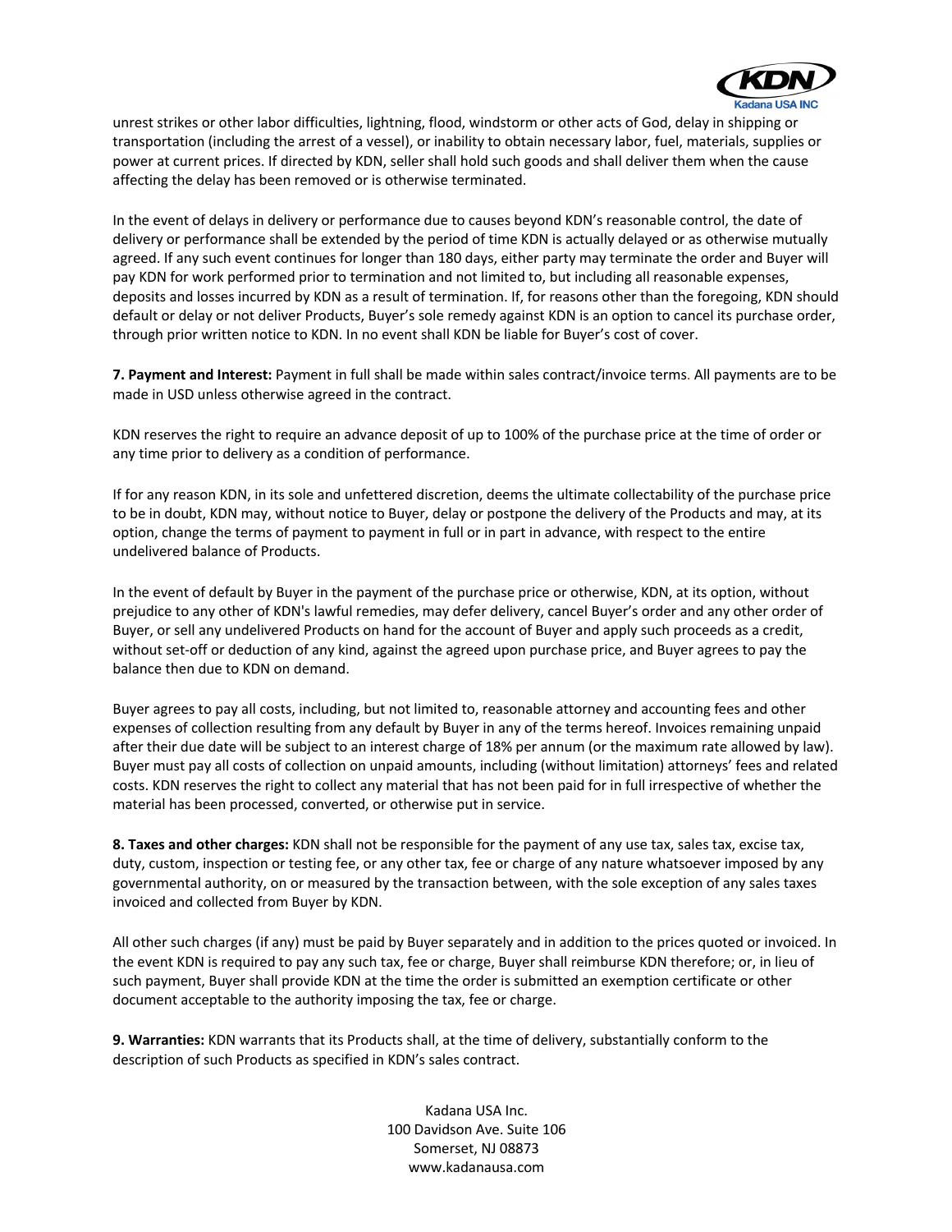unrest strikes or other labor difficulties, lightning, flood, windstorm or other acts of God, delay in shipping or transportation (including the arrest of a vessel), or inability to obtain necessary labor, fuel, materials, supplies or power at current prices. If directed by KDN, seller shall hold such goods and shall deliver them when the cause affecting the delay has been removed or is otherwise terminated.

In the event of delays in delivery or performance due to causes beyond KDN's reasonable control, the date of delivery or performance shall be extended by the period of time KDN is actually delayed or as otherwise mutually agreed. If any such event continues for longer than 180 days, either party may terminate the order and Buyer will pay KDN for work performed prior to termination and not limited to, but including all reasonable expenses, deposits and losses incurred by KDN as a result of termination. If, for reasons other than the foregoing, KDN should default or delay or not deliver Products, Buyer's sole remedy against KDN is an option to cancel its purchase order, through prior written notice to KDN. In no event shall KDN be liable for Buyer's cost of cover.

**7. Payment and Interest:** Payment in full shall be made within sales contract/invoice terms. All payments are to be made in USD unless otherwise agreed in the contract.

KDN reserves the right to require an advance deposit of up to 100% of the purchase price at the time of order or any time prior to delivery as a condition of performance.

If for any reason KDN, in its sole and unfettered discretion, deems the ultimate collectability of the purchase price to be in doubt, KDN may, without notice to Buyer, delay or postpone the delivery of the Products and may, at its option, change the terms of payment to payment in full or in part in advance, with respect to the entire undelivered balance of Products.

In the event of default by Buyer in the payment of the purchase price or otherwise, KDN, at its option, without prejudice to any other of KDN's lawful remedies, may defer delivery, cancel Buyer's order and any other order of Buyer, or sell any undelivered Products on hand for the account of Buyer and apply such proceeds as a credit, without set-off or deduction of any kind, against the agreed upon purchase price, and Buyer agrees to pay the balance then due to KDN on demand.

Buyer agrees to pay all costs, including, but not limited to, reasonable attorney and accounting fees and other expenses of collection resulting from any default by Buyer in any of the terms hereof. Invoices remaining unpaid after their due date will be subject to an interest charge of 18% per annum (or the maximum rate allowed by law). Buyer must pay all costs of collection on unpaid amounts, including (without limitation) attorneys' fees and related costs. KDN reserves the right to collect any material that has not been paid for in full irrespective of whether the material has been processed, converted, or otherwise put in service.

**8. Taxes and other charges:** KDN shall not be responsible for the payment of any use tax, sales tax, excise tax, duty, custom, inspection or testing fee, or any other tax, fee or charge of any nature whatsoever imposed by any governmental authority, on or measured by the transaction between, with the sole exception of any sales taxes invoiced and collected from Buyer by KDN.

All other such charges (if any) must be paid by Buyer separately and in addition to the prices quoted or invoiced. In the event KDN is required to pay any such tax, fee or charge, Buyer shall reimburse KDN therefore; or, in lieu of such payment, Buyer shall provide KDN at the time the order is submitted an exemption certificate or other document acceptable to the authority imposing the tax, fee or charge.

**9. Warranties:** KDN warrants that its Products shall, at the time of delivery, substantially conform to the description of such Products as specified in KDN's sales contract.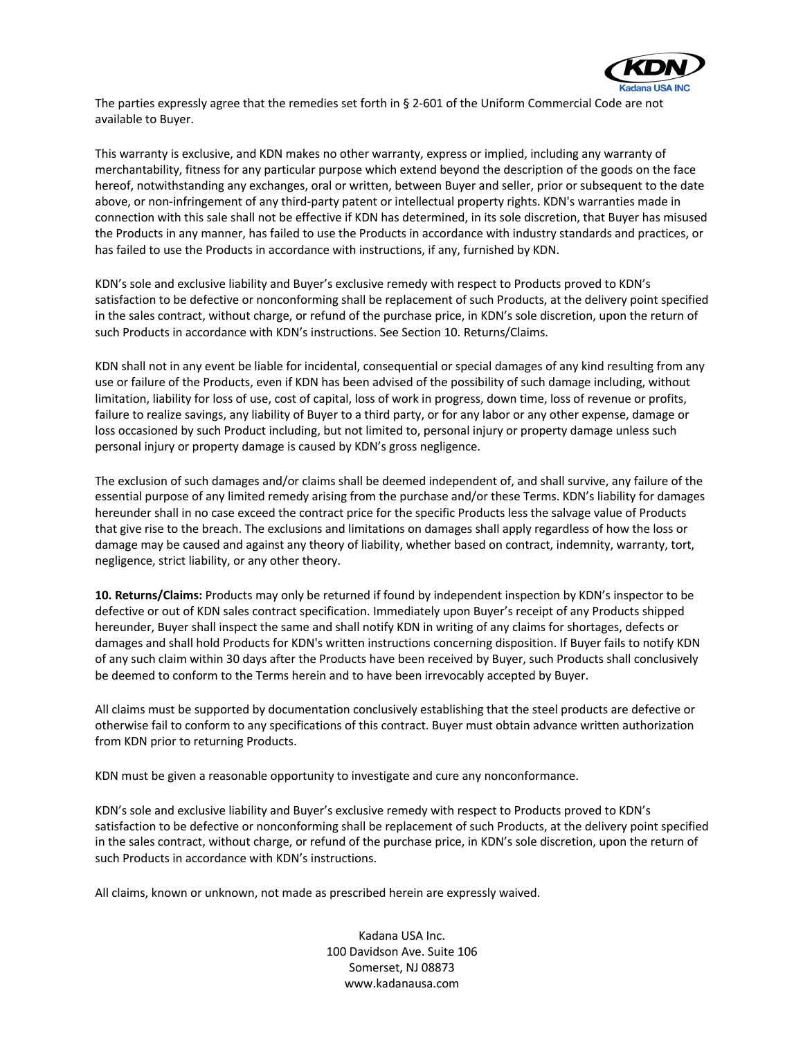The parties expressly agree that the remedies set forth in § 2-601 of the Uniform Commercial Code are not available to Buyer.

This warranty is exclusive, and KDN makes no other warranty, express or implied, including any warranty of merchantability, fitness for any particular purpose which extend beyond the description of the goods on the face hereof, notwithstanding any exchanges, oral or written, between Buyer and seller, prior or subsequent to the date above, or non-infringement of any third-party patent or intellectual property rights. KDN's warranties made in connection with this sale shall not be effective if KDN has determined, in its sole discretion, that Buyer has misused the Products in any manner, has failed to use the Products in accordance with industry standards and practices, or has failed to use the Products in accordance with instructions, if any, furnished by KDN.

KDN's sole and exclusive liability and Buyer's exclusive remedy with respect to Products proved to KDN's satisfaction to be defective or nonconforming shall be replacement of such Products, at the delivery point specified in the sales contract, without charge, or refund of the purchase price, in KDN's sole discretion, upon the return of such Products in accordance with KDN's instructions. See Section 10. Returns/Claims.

KDN shall not in any event be liable for incidental, consequential or special damages of any kind resulting from any use or failure of the Products, even if KDN has been advised of the possibility of such damage including, without limitation, liability for loss of use, cost of capital, loss of work in progress, down time, loss of revenue or profits, failure to realize savings, any liability of Buyer to a third party, or for any labor or any other expense, damage or loss occasioned by such Product including, but not limited to, personal injury or property damage unless such personal injury or property damage is caused by KDN's gross negligence.

The exclusion of such damages and/or claims shall be deemed independent of, and shall survive, any failure of the essential purpose of any limited remedy arising from the purchase and/or these Terms. KDN's liability for damages hereunder shall in no case exceed the contract price for the specific Products less the salvage value of Products that give rise to the breach. The exclusions and limitations on damages shall apply regardless of how the loss or damage may be caused and against any theory of liability, whether based on contract, indemnity, warranty, tort, negligence, strict liability, or any other theory.

**10. Returns/Claims:** Products may only be returned if found by independent inspection by KDN's inspector to be defective or out of KDN sales contract specification. Immediately upon Buyer's receipt of any Products shipped hereunder, Buyer shall inspect the same and shall notify KDN in writing of any claims for shortages, defects or damages and shall hold Products for KDN's written instructions concerning disposition. If Buyer fails to notify KDN of any such claim within 30 days after the Products have been received by Buyer, such Products shall conclusively be deemed to conform to the Terms herein and to have been irrevocably accepted by Buyer.

All claims must be supported by documentation conclusively establishing that the steel products are defective or otherwise fail to conform to any specifications of this contract. Buyer must obtain advance written authorization from KDN prior to returning Products.

KDN must be given a reasonable opportunity to investigate and cure any nonconformance.

KDN's sole and exclusive liability and Buyer's exclusive remedy with respect to Products proved to KDN's satisfaction to be defective or nonconforming shall be replacement of such Products, at the delivery point specified in the sales contract, without charge, or refund of the purchase price, in KDN's sole discretion, upon the return of such Products in accordance with KDN's instructions.

All claims, known or unknown, not made as prescribed herein are expressly waived.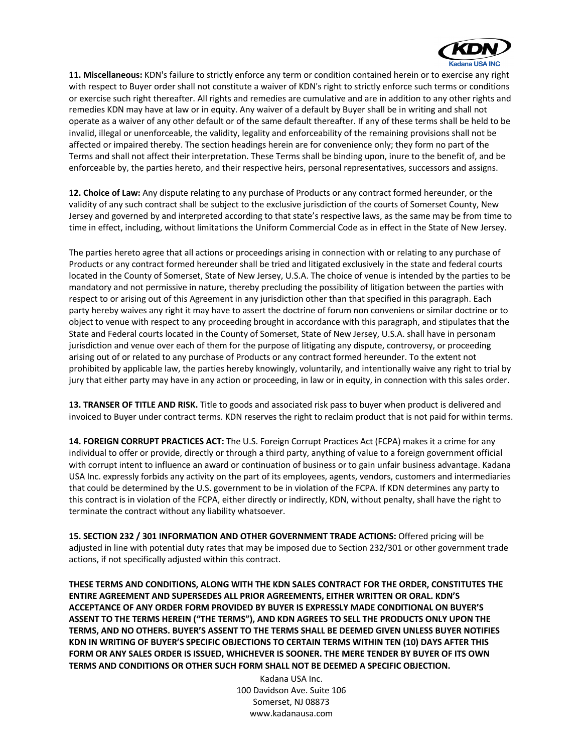**11. Miscellaneous:** KDN's failure to strictly enforce any term or condition contained herein or to exercise any right with respect to Buyer order shall not constitute a waiver of KDN's right to strictly enforce such terms or conditions or exercise such right thereafter. All rights and remedies are cumulative and are in addition to any other rights and remedies KDN may have at law or in equity. Any waiver of a default by Buyer shall be in writing and shall not operate as a waiver of any other default or of the same default thereafter. If any of these terms shall be held to be invalid, illegal or unenforceable, the validity, legality and enforceability of the remaining provisions shall not be affected or impaired thereby. The section headings herein are for convenience only; they form no part of the Terms and shall not affect their interpretation. These Terms shall be binding upon, inure to the benefit of, and be enforceable by, the parties hereto, and their respective heirs, personal representatives, successors and assigns.

**12. Choice of Law:** Any dispute relating to any purchase of Products or any contract formed hereunder, or the validity of any such contract shall be subject to the exclusive jurisdiction of the courts of Somerset County, New Jersey and governed by and interpreted according to that state's respective laws, as the same may be from time to time in effect, including, without limitations the Uniform Commercial Code as in effect in the State of New Jersey.

The parties hereto agree that all actions or proceedings arising in connection with or relating to any purchase of Products or any contract formed hereunder shall be tried and litigated exclusively in the state and federal courts located in the County of Somerset, State of New Jersey, U.S.A. The choice of venue is intended by the parties to be mandatory and not permissive in nature, thereby precluding the possibility of litigation between the parties with respect to or arising out of this Agreement in any jurisdiction other than that specified in this paragraph. Each party hereby waives any right it may have to assert the doctrine of forum non conveniens or similar doctrine or to object to venue with respect to any proceeding brought in accordance with this paragraph, and stipulates that the State and Federal courts located in the County of Somerset, State of New Jersey, U.S.A. shall have in personam jurisdiction and venue over each of them for the purpose of litigating any dispute, controversy, or proceeding arising out of or related to any purchase of Products or any contract formed hereunder. To the extent not prohibited by applicable law, the parties hereby knowingly, voluntarily, and intentionally waive any right to trial by jury that either party may have in any action or proceeding, in law or in equity, in connection with this sales order.

**13. TRANSER OF TITLE AND RISK.** Title to goods and associated risk pass to buyer when product is delivered and invoiced to Buyer under contract terms. KDN reserves the right to reclaim product that is not paid for within terms.

**14. FOREIGN CORRUPT PRACTICES ACT:** The U.S. Foreign Corrupt Practices Act (FCPA) makes it a crime for any individual to offer or provide, directly or through a third party, anything of value to a foreign government official with corrupt intent to influence an award or continuation of business or to gain unfair business advantage. Kadana USA Inc. expressly forbids any activity on the part of its employees, agents, vendors, customers and intermediaries that could be determined by the U.S. government to be in violation of the FCPA. If KDN determines any party to this contract is in violation of the FCPA, either directly or indirectly, KDN, without penalty, shall have the right to terminate the contract without any liability whatsoever.

**15. SECTION 232 / 301 INFORMATION AND OTHER GOVERNMENT TRADE ACTIONS:** Offered pricing will be adjusted in line with potential duty rates that may be imposed due to Section 232/301 or other government trade actions, if not specifically adjusted within this contract.

**THESE TERMS AND CONDITIONS, ALONG WITH THE KDN SALES CONTRACT FOR THE ORDER, CONSTITUTES THE ENTIRE AGREEMENT AND SUPERSEDES ALL PRIOR AGREEMENTS, EITHER WRITTEN OR ORAL. KDN'S ACCEPTANCE OF ANY ORDER FORM PROVIDED BY BUYER IS EXPRESSLY MADE CONDITIONAL ON BUYER'S ASSENT TO THE TERMS HEREIN ("THE TERMS"), AND KDN AGREES TO SELL THE PRODUCTS ONLY UPON THE TERMS, AND NO OTHERS. BUYER'S ASSENT TO THE TERMS SHALL BE DEEMED GIVEN UNLESS BUYER NOTIFIES KDN IN WRITING OF BUYER'S SPECIFIC OBJECTIONS TO CERTAIN TERMS WITHIN TEN (10) DAYS AFTER THIS FORM OR ANY SALES ORDER IS ISSUED, WHICHEVER IS SOONER. THE MERE TENDER BY BUYER OF ITS OWN TERMS AND CONDITIONS OR OTHER SUCH FORM SHALL NOT BE DEEMED A SPECIFIC OBJECTION.**

Kadana USA Inc.
100 Davidson Ave. Suite 106
Somerset, NJ 08873
www.kadanausa.com